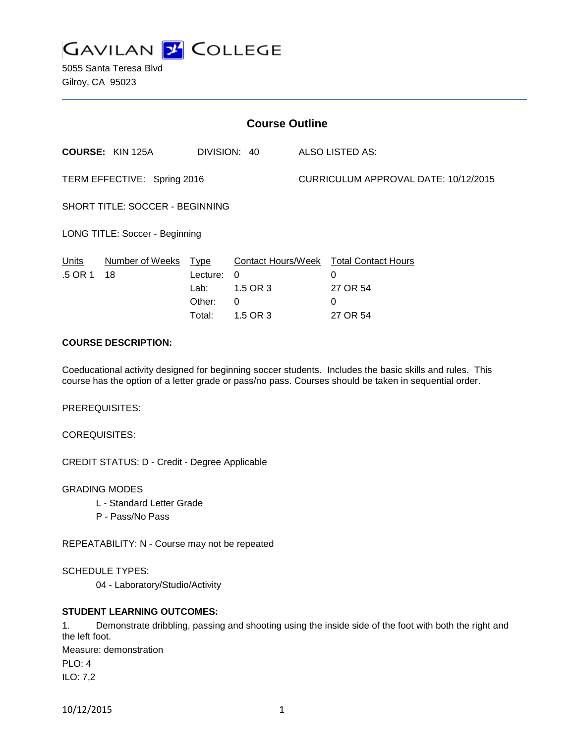# GAVILAN COLLEGE

5055 Santa Teresa Blvd
Gilroy, CA 95023

## Course Outline

**COURSE:** KIN 125A DIVISION: 40 ALSO LISTED AS:

TERM EFFECTIVE: Spring 2016 CURRICULUM APPROVAL DATE: 10/12/2015

SHORT TITLE: SOCCER - BEGINNING

LONG TITLE: Soccer - Beginning

| Units | Number of Weeks | Type | Contact Hours/Week | Total Contact Hours |
|---|---|---|---|---|
| .5 OR 1 | 18 | Lecture: | 0 | 0 |
| | | Lab: | 1.5 OR 3 | 27 OR 54 |
| | | Other: | 0 | 0 |
| | | Total: | 1.5 OR 3 | 27 OR 54 |

**COURSE DESCRIPTION:**

Coeducational activity designed for beginning soccer students. Includes the basic skills and rules. This course has the option of a letter grade or pass/no pass. Courses should be taken in sequential order.

PREREQUISITES:

COREQUISITES:

CREDIT STATUS: D - Credit - Degree Applicable

GRADING MODES

L - Standard Letter Grade
P - Pass/No Pass

REPEATABILITY: N - Course may not be repeated

SCHEDULE TYPES:

04 - Laboratory/Studio/Activity

**STUDENT LEARNING OUTCOMES:**

1. Demonstrate dribbling, passing and shooting using the inside side of the foot with both the right and the left foot.

Measure: demonstration

PLO: 4

ILO: 7,2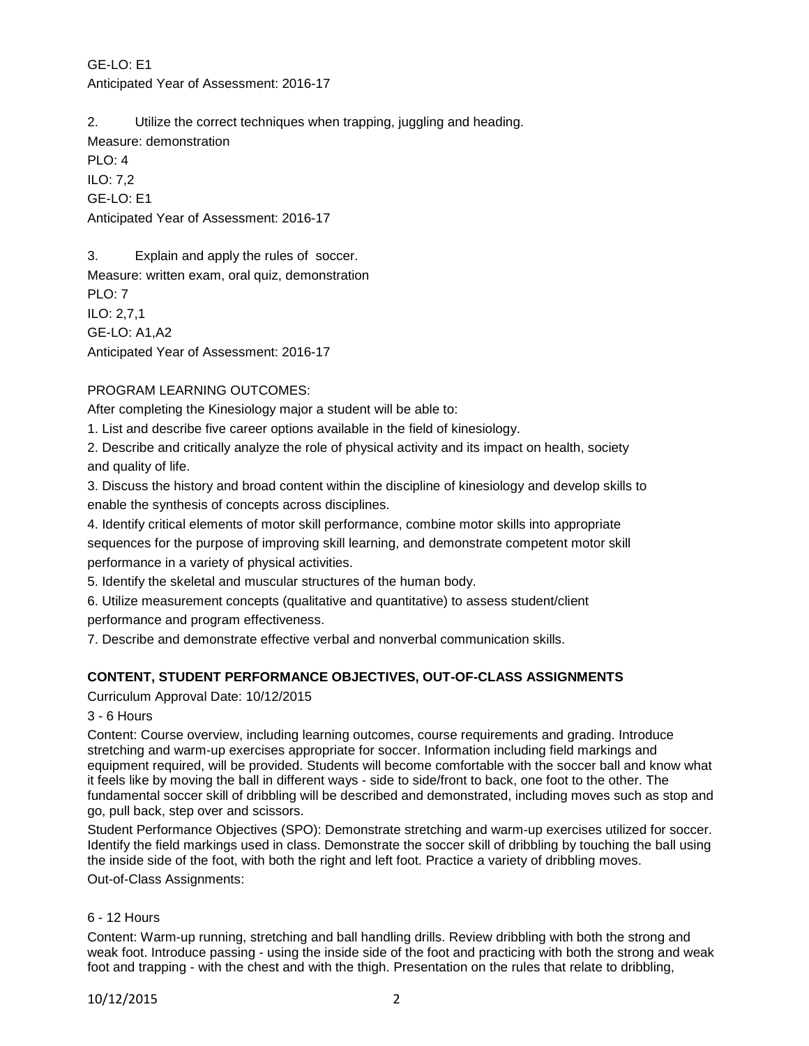GE-LO: E1
Anticipated Year of Assessment: 2016-17

2. Utilize the correct techniques when trapping, juggling and heading.
Measure: demonstration
PLO: 4
ILO: 7,2
GE-LO: E1
Anticipated Year of Assessment: 2016-17

3. Explain and apply the rules of soccer.
Measure: written exam, oral quiz, demonstration
PLO: 7
ILO: 2,7,1
GE-LO: A1,A2
Anticipated Year of Assessment: 2016-17

PROGRAM LEARNING OUTCOMES:

After completing the Kinesiology major a student will be able to:

1. List and describe five career options available in the field of kinesiology.
2. Describe and critically analyze the role of physical activity and its impact on health, society and quality of life.
3. Discuss the history and broad content within the discipline of kinesiology and develop skills to enable the synthesis of concepts across disciplines.
4. Identify critical elements of motor skill performance, combine motor skills into appropriate sequences for the purpose of improving skill learning, and demonstrate competent motor skill performance in a variety of physical activities.
5. Identify the skeletal and muscular structures of the human body.
6. Utilize measurement concepts (qualitative and quantitative) to assess student/client performance and program effectiveness.
7. Describe and demonstrate effective verbal and nonverbal communication skills.

**CONTENT, STUDENT PERFORMANCE OBJECTIVES, OUT-OF-CLASS ASSIGNMENTS**

Curriculum Approval Date: 10/12/2015

3 - 6 Hours

Content: Course overview, including learning outcomes, course requirements and grading. Introduce stretching and warm-up exercises appropriate for soccer. Information including field markings and equipment required, will be provided. Students will become comfortable with the soccer ball and know what it feels like by moving the ball in different ways - side to side/front to back, one foot to the other. The fundamental soccer skill of dribbling will be described and demonstrated, including moves such as stop and go, pull back, step over and scissors.

Student Performance Objectives (SPO): Demonstrate stretching and warm-up exercises utilized for soccer. Identify the field markings used in class. Demonstrate the soccer skill of dribbling by touching the ball using the inside side of the foot, with both the right and left foot. Practice a variety of dribbling moves.

Out-of-Class Assignments:

6 - 12 Hours

Content: Warm-up running, stretching and ball handling drills. Review dribbling with both the strong and weak foot. Introduce passing - using the inside side of the foot and practicing with both the strong and weak foot and trapping - with the chest and with the thigh. Presentation on the rules that relate to dribbling,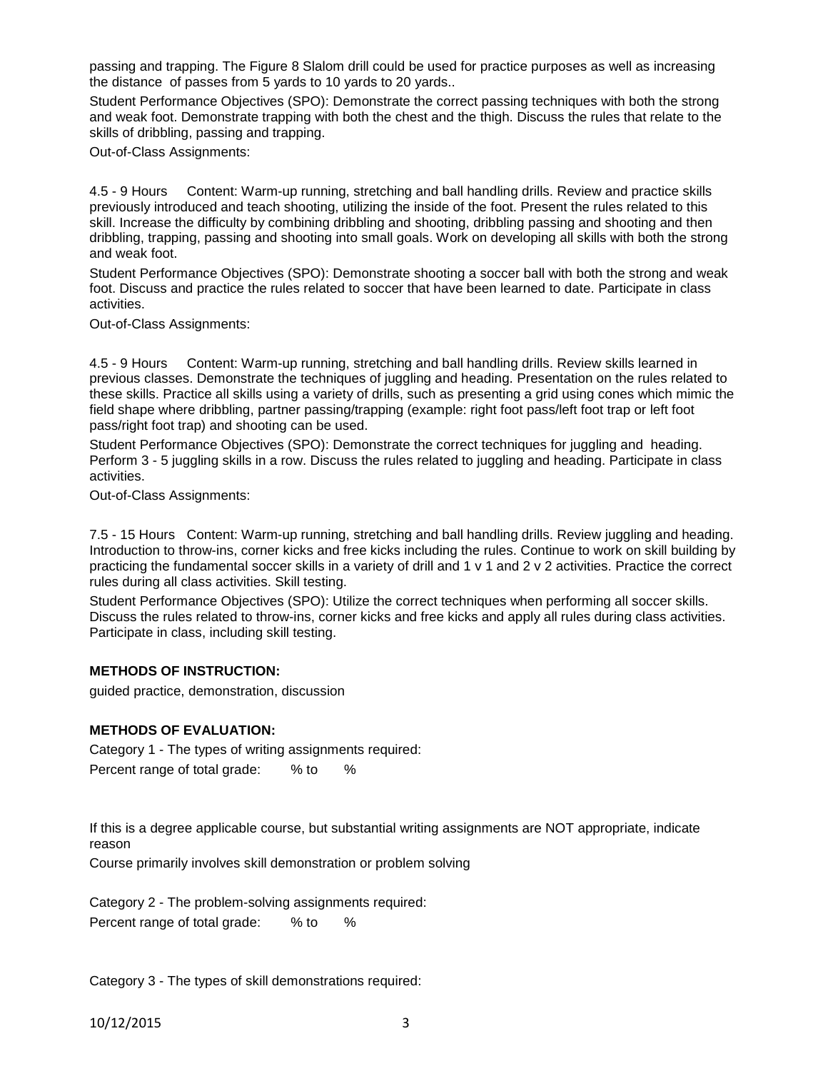passing and trapping. The Figure 8 Slalom drill could be used for practice purposes as well as increasing the distance of passes from 5 yards to 10 yards to 20 yards..

Student Performance Objectives (SPO): Demonstrate the correct passing techniques with both the strong and weak foot. Demonstrate trapping with both the chest and the thigh. Discuss the rules that relate to the skills of dribbling, passing and trapping.

Out-of-Class Assignments:

4.5 - 9 Hours Content: Warm-up running, stretching and ball handling drills. Review and practice skills previously introduced and teach shooting, utilizing the inside of the foot. Present the rules related to this skill. Increase the difficulty by combining dribbling and shooting, dribbling passing and shooting and then dribbling, trapping, passing and shooting into small goals. Work on developing all skills with both the strong and weak foot.

Student Performance Objectives (SPO): Demonstrate shooting a soccer ball with both the strong and weak foot. Discuss and practice the rules related to soccer that have been learned to date. Participate in class activities.

Out-of-Class Assignments:

4.5 - 9 Hours Content: Warm-up running, stretching and ball handling drills. Review skills learned in previous classes. Demonstrate the techniques of juggling and heading. Presentation on the rules related to these skills. Practice all skills using a variety of drills, such as presenting a grid using cones which mimic the field shape where dribbling, partner passing/trapping (example: right foot pass/left foot trap or left foot pass/right foot trap) and shooting can be used.

Student Performance Objectives (SPO): Demonstrate the correct techniques for juggling and heading. Perform 3 - 5 juggling skills in a row. Discuss the rules related to juggling and heading. Participate in class activities.

Out-of-Class Assignments:

7.5 - 15 Hours Content: Warm-up running, stretching and ball handling drills. Review juggling and heading. Introduction to throw-ins, corner kicks and free kicks including the rules. Continue to work on skill building by practicing the fundamental soccer skills in a variety of drill and 1 v 1 and 2 v 2 activities. Practice the correct rules during all class activities. Skill testing.

Student Performance Objectives (SPO): Utilize the correct techniques when performing all soccer skills. Discuss the rules related to throw-ins, corner kicks and free kicks and apply all rules during class activities. Participate in class, including skill testing.

**METHODS OF INSTRUCTION:**

guided practice, demonstration, discussion

**METHODS OF EVALUATION:**

Category 1 - The types of writing assignments required:

Percent range of total grade: % to %

If this is a degree applicable course, but substantial writing assignments are NOT appropriate, indicate reason

Course primarily involves skill demonstration or problem solving

Category 2 - The problem-solving assignments required:

Percent range of total grade: % to %

Category 3 - The types of skill demonstrations required: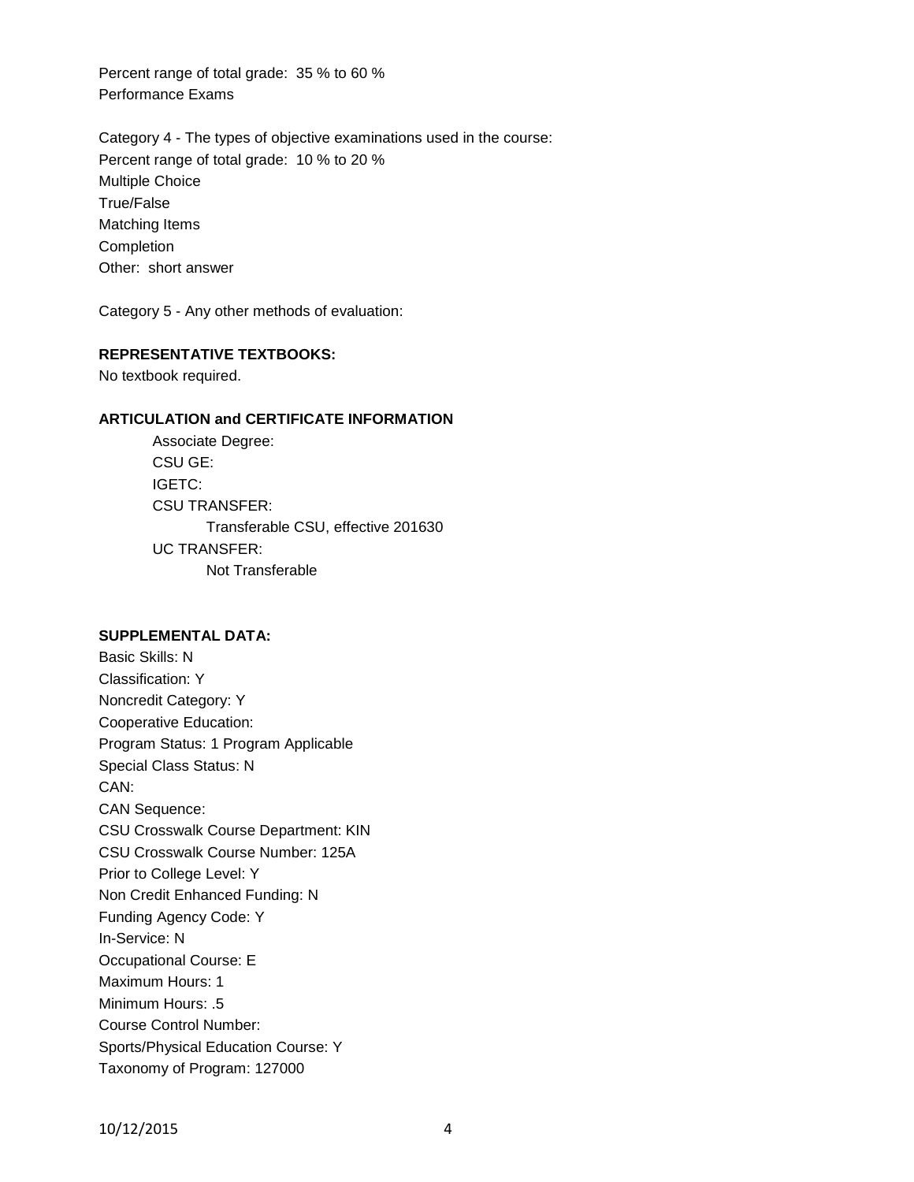Percent range of total grade: 35 % to 60 %
Performance Exams

Category 4 - The types of objective examinations used in the course:
Percent range of total grade: 10 % to 20 %
Multiple Choice
True/False
Matching Items
Completion
Other: short answer

Category 5 - Any other methods of evaluation:

**REPRESENTATIVE TEXTBOOKS:**
No textbook required.

**ARTICULATION and CERTIFICATE INFORMATION**

Associate Degree:
CSU GE:
IGETC:
CSU TRANSFER:
    Transferable CSU, effective 201630
UC TRANSFER:
    Not Transferable

**SUPPLEMENTAL DATA:**
Basic Skills: N
Classification: Y
Noncredit Category: Y
Cooperative Education:
Program Status: 1 Program Applicable
Special Class Status: N
CAN:
CAN Sequence:
CSU Crosswalk Course Department: KIN
CSU Crosswalk Course Number: 125A
Prior to College Level: Y
Non Credit Enhanced Funding: N
Funding Agency Code: Y
In-Service: N
Occupational Course: E
Maximum Hours: 1
Minimum Hours: .5
Course Control Number:
Sports/Physical Education Course: Y
Taxonomy of Program: 127000

10/12/2015